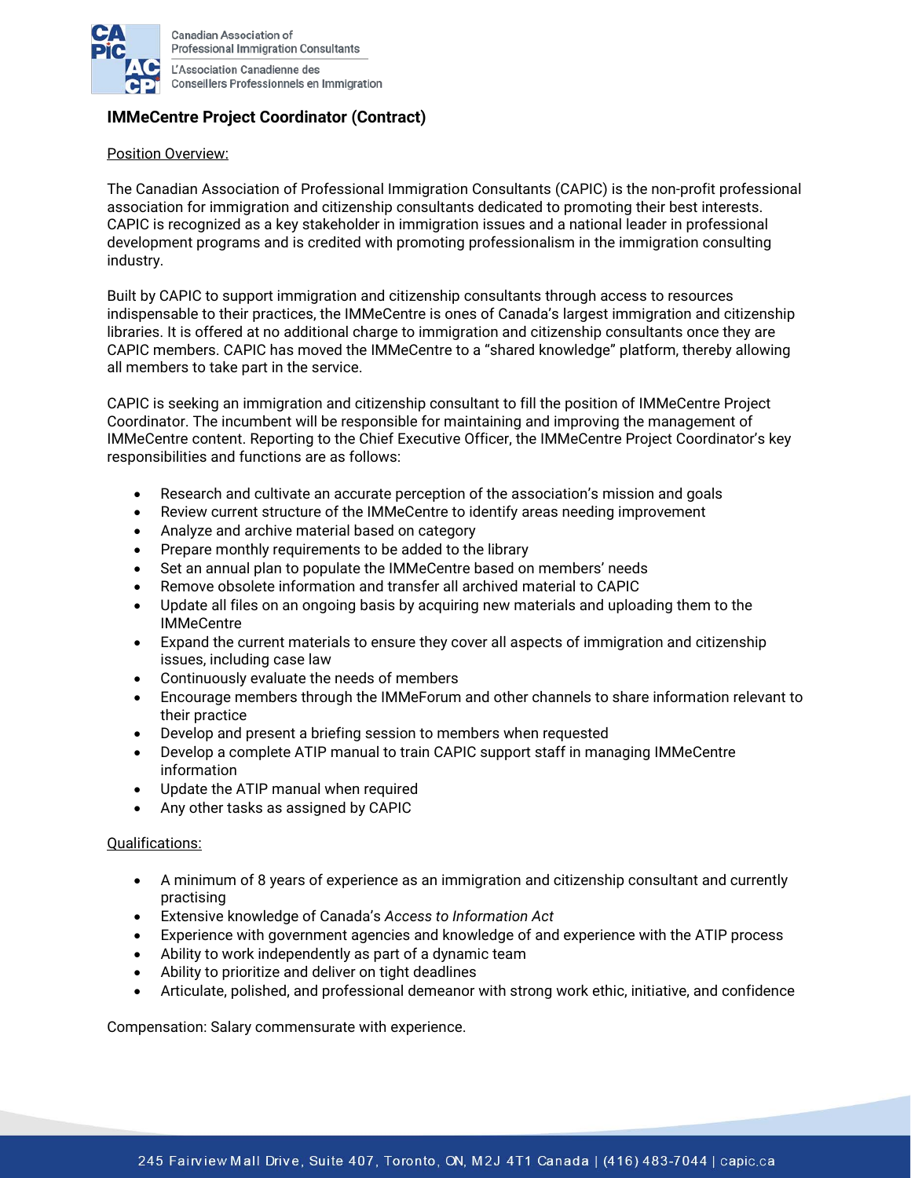Canadian Association of Professional Immigration Consultants

L'Association Canadienne des Conseillers Professionnels en Immigration

## IMMeCentre Project Coordinator (Contract)

Position Overview:

The Canadian Association of Professional Immigration Consultants (CAPIC) is the non-profit professional association for immigration and citizenship consultants dedicated to promoting their best interests. CAPIC is recognized as a key stakeholder in immigration issues and a national leader in professional development programs and is credited with promoting professionalism in the immigration consulting industry.

Built by CAPIC to support immigration and citizenship consultants through access to resources indispensable to their practices, the IMMeCentre is ones of Canada's largest immigration and citizenship libraries. It is offered at no additional charge to immigration and citizenship consultants once they are CAPIC members. CAPIC has moved the IMMeCentre to a "shared knowledge" platform, thereby allowing all members to take part in the service.

CAPIC is seeking an immigration and citizenship consultant to fill the position of IMMeCentre Project Coordinator. The incumbent will be responsible for maintaining and improving the management of IMMeCentre content. Reporting to the Chief Executive Officer, the IMMeCentre Project Coordinator's key responsibilities and functions are as follows:

- Research and cultivate an accurate perception of the association's mission and goals
- Review current structure of the IMMeCentre to identify areas needing improvement
- Analyze and archive material based on category
- Prepare monthly requirements to be added to the library
- Set an annual plan to populate the IMMeCentre based on members' needs
- Remove obsolete information and transfer all archived material to CAPIC
- Update all files on an ongoing basis by acquiring new materials and uploading them to the IMMeCentre
- Expand the current materials to ensure they cover all aspects of immigration and citizenship issues, including case law
- Continuously evaluate the needs of members
- Encourage members through the IMMeForum and other channels to share information relevant to their practice
- Develop and present a briefing session to members when requested
- Develop a complete ATIP manual to train CAPIC support staff in managing IMMeCentre information
- Update the ATIP manual when required
- Any other tasks as assigned by CAPIC

Qualifications:

- A minimum of 8 years of experience as an immigration and citizenship consultant and currently practising
- Extensive knowledge of Canada's *Access to Information Act*
- Experience with government agencies and knowledge of and experience with the ATIP process
- Ability to work independently as part of a dynamic team
- Ability to prioritize and deliver on tight deadlines
- Articulate, polished, and professional demeanor with strong work ethic, initiative, and confidence

Compensation: Salary commensurate with experience.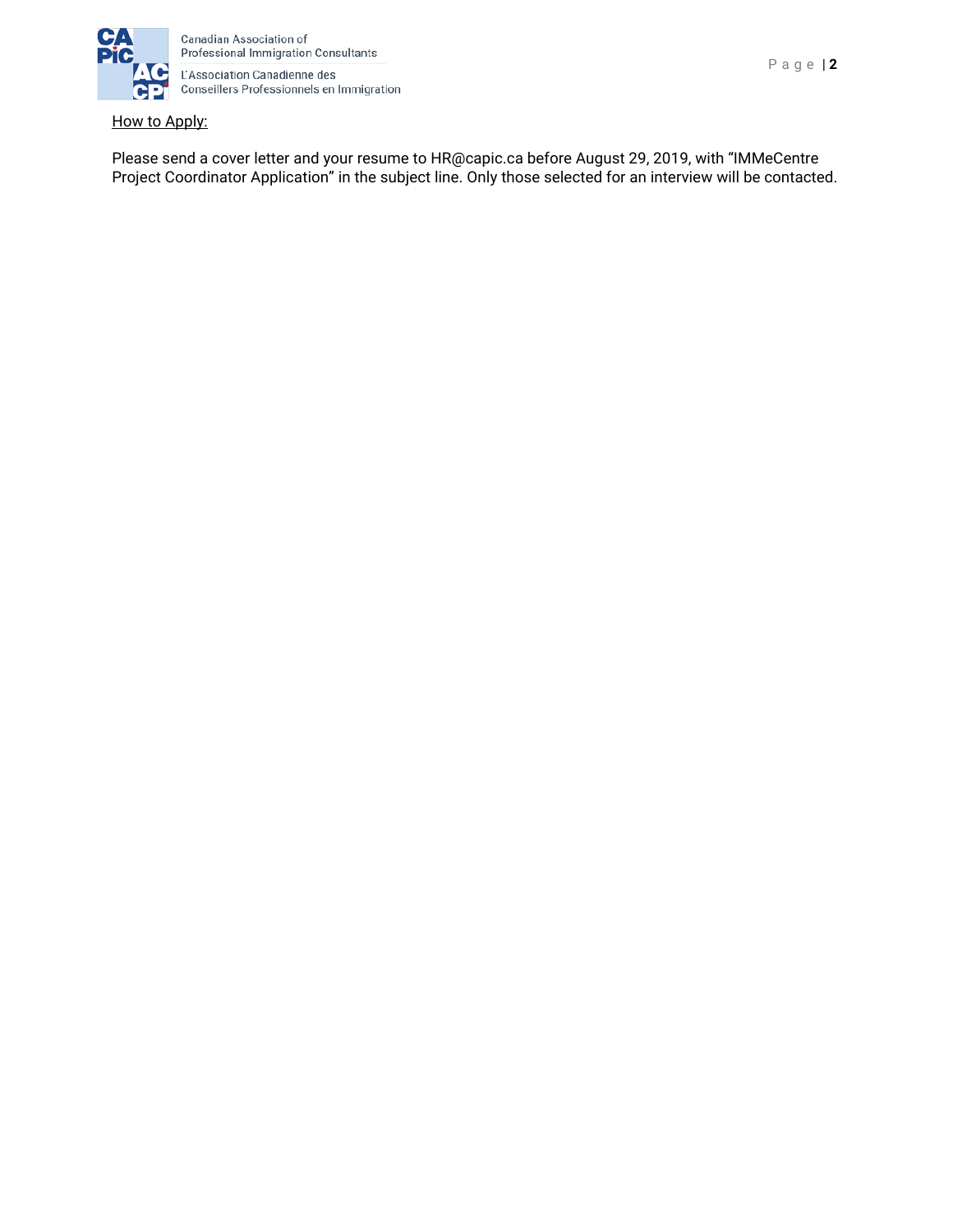How to Apply:

Please send a cover letter and your resume to HR@capic.ca before August 29, 2019, with "IMMeCentre Project Coordinator Application" in the subject line. Only those selected for an interview will be contacted.